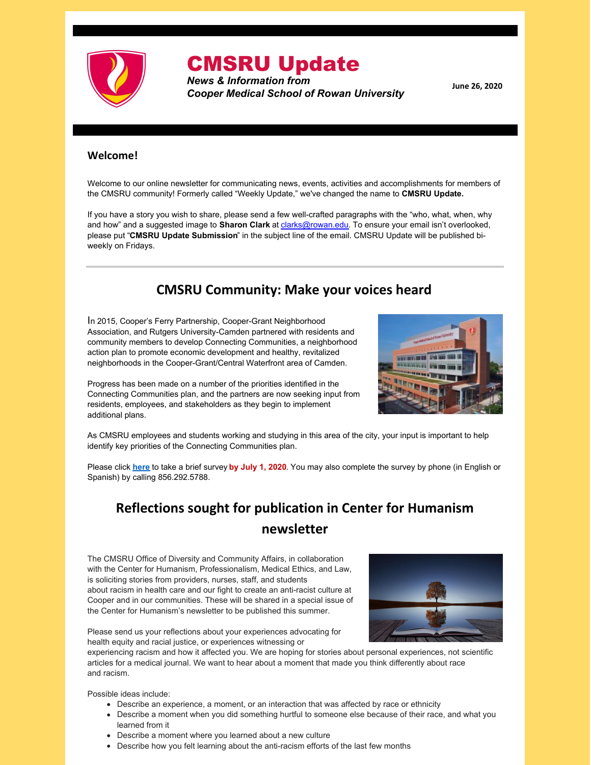# CMSRU Update

***News & Information from Cooper Medical School of Rowan University***

**June 26, 2020**

### Welcome!

Welcome to our online newsletter for communicating news, events, activities and accomplishments for members of the CMSRU community! Formerly called "Weekly Update," we've changed the name to **CMSRU Update.**

If you have a story you wish to share, please send a few well-crafted paragraphs with the "who, what, when, why and how" and a suggested image to **Sharon Clark** at clarks@rowan.edu. To ensure your email isn't overlooked, please put "**CMSRU Update Submission**" in the subject line of the email. CMSRU Update will be published bi-weekly on Fridays.

---

## CMSRU Community: Make your voices heard

In 2015, Cooper's Ferry Partnership, Cooper-Grant Neighborhood Association, and Rutgers University-Camden partnered with residents and community members to develop Connecting Communities, a neighborhood action plan to promote economic development and healthy, revitalized neighborhoods in the Cooper-Grant/Central Waterfront area of Camden.

Progress has been made on a number of the priorities identified in the Connecting Communities plan, and the partners are now seeking input from residents, employees, and stakeholders as they begin to implement additional plans.

As CMSRU employees and students working and studying in this area of the city, your input is important to help identify key priorities of the Connecting Communities plan.

Please click **here** to take a brief survey **by July 1, 2020**. You may also complete the survey by phone (in English or Spanish) by calling 856.292.5788.

## Reflections sought for publication in Center for Humanism newsletter

The CMSRU Office of Diversity and Community Affairs, in collaboration with the Center for Humanism, Professionalism, Medical Ethics, and Law, is soliciting stories from providers, nurses, staff, and students about racism in health care and our fight to create an anti-racist culture at Cooper and in our communities. These will be shared in a special issue of the Center for Humanism's newsletter to be published this summer.

Please send us your reflections about your experiences advocating for health equity and racial justice, or experiences witnessing or experiencing racism and how it affected you. We are hoping for stories about personal experiences, not scientific articles for a medical journal. We want to hear about a moment that made you think differently about race and racism.

Possible ideas include:

- Describe an experience, a moment, or an interaction that was affected by race or ethnicity
- Describe a moment when you did something hurtful to someone else because of their race, and what you learned from it
- Describe a moment where you learned about a new culture
- Describe how you felt learning about the anti-racism efforts of the last few months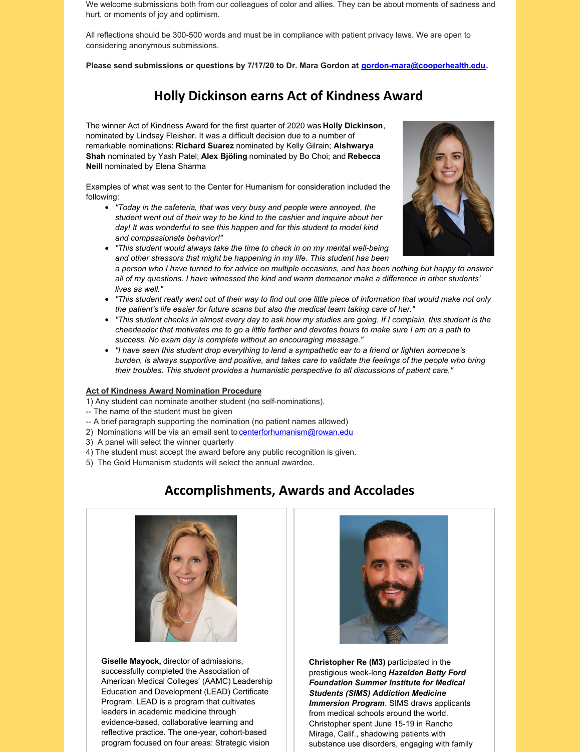We welcome submissions both from our colleagues of color and allies. They can be about moments of sadness and hurt, or moments of joy and optimism.

All reflections should be 300-500 words and must be in compliance with patient privacy laws. We are open to considering anonymous submissions.

**Please send submissions or questions by 7/17/20 to Dr. Mara Gordon at gordon-mara@cooperhealth.edu.**

## Holly Dickinson earns Act of Kindness Award

The winner Act of Kindness Award for the first quarter of 2020 was **Holly Dickinson**, nominated by Lindsay Fleisher. It was a difficult decision due to a number of remarkable nominations: **Richard Suarez** nominated by Kelly Gilrain; **Aishwarya Shah** nominated by Yash Patel; **Alex Bjöling** nominated by Bo Choi; and **Rebecca Neill** nominated by Elena Sharma

Examples of what was sent to the Center for Humanism for consideration included the following:

- *"Today in the cafeteria, that was very busy and people were annoyed, the student went out of their way to be kind to the cashier and inquire about her day! It was wonderful to see this happen and for this student to model kind and compassionate behavior!"*
- *"This student would always take the time to check in on my mental well-being and other stressors that might be happening in my life. This student has been a person who I have turned to for advice on multiple occasions, and has been nothing but happy to answer all of my questions. I have witnessed the kind and warm demeanor make a difference in other students' lives as well."*
- *"This student really went out of their way to find out one little piece of information that would make not only the patient's life easier for future scans but also the medical team taking care of her."*
- *"This student checks in almost every day to ask how my studies are going. If I complain, this student is the cheerleader that motivates me to go a little farther and devotes hours to make sure I am on a path to success. No exam day is complete without an encouraging message."*
- *"I have seen this student drop everything to lend a sympathetic ear to a friend or lighten someone's burden, is always supportive and positive, and takes care to validate the feelings of the people who bring their troubles. This student provides a humanistic perspective to all discussions of patient care."*

**Act of Kindness Award Nomination Procedure**

1) Any student can nominate another student (no self-nominations).
-- The name of the student must be given
-- A brief paragraph supporting the nomination (no patient names allowed)
2) Nominations will be via an email sent to centerforhumanism@rowan.edu
3) A panel will select the winner quarterly
4) The student must accept the award before any public recognition is given.
5) The Gold Humanism students will select the annual awardee.

## Accomplishments, Awards and Accolades

**Giselle Mayock,** director of admissions, successfully completed the Association of American Medical Colleges' (AAMC) Leadership Education and Development (LEAD) Certificate Program. LEAD is a program that cultivates leaders in academic medicine through evidence-based, collaborative learning and reflective practice. The one-year, cohort-based program focused on four areas: Strategic vision

**Christopher Re (M3)** participated in the prestigious week-long ***Hazelden Betty Ford Foundation Summer Institute for Medical Students (SIMS) Addiction Medicine Immersion Program***. SIMS draws applicants from medical schools around the world. Christopher spent June 15-19 in Rancho Mirage, Calif., shadowing patients with substance use disorders, engaging with family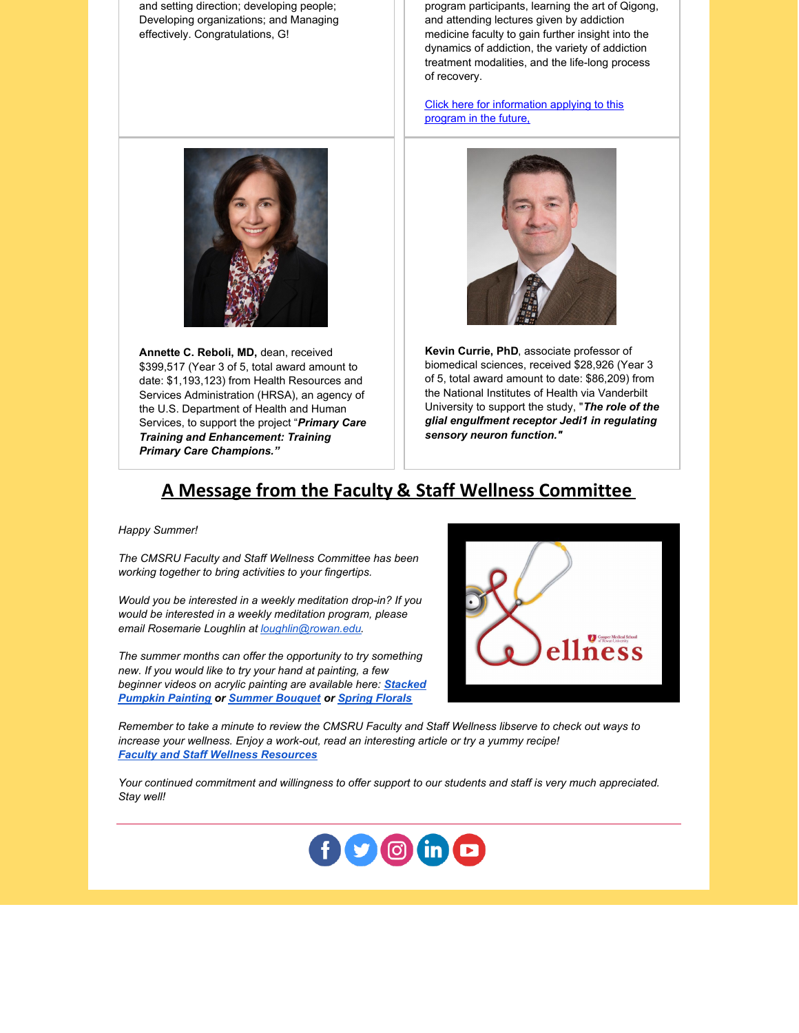and setting direction; developing people; Developing organizations; and Managing effectively. Congratulations, G!

program participants, learning the art of Qigong, and attending lectures given by addiction medicine faculty to gain further insight into the dynamics of addiction, the variety of addiction treatment modalities, and the life-long process of recovery.

[Click here for information applying to this program in the future,]

**Annette C. Reboli, MD,** dean, received $399,517 (Year 3 of 5, total award amount to date: $1,193,123) from Health Resources and Services Administration (HRSA), an agency of the U.S. Department of Health and Human Services, to support the project "***Primary Care Training and Enhancement: Training Primary Care Champions.***"

**Kevin Currie, PhD**, associate professor of biomedical sciences, received $28,926 (Year 3 of 5, total award amount to date: $86,209) from the National Institutes of Health via Vanderbilt University to support the study, "***The role of the glial engulfment receptor Jedi1 in regulating sensory neuron function.***"

## A Message from the Faculty & Staff Wellness Committee

*Happy Summer!*

*The CMSRU Faculty and Staff Wellness Committee has been working together to bring activities to your fingertips.*

*Would you be interested in a weekly meditation drop-in? If you would be interested in a weekly meditation program, please email Rosemarie Loughlin at loughlin@rowan.edu.*

*The summer months can offer the opportunity to try something new. If you would like to try your hand at painting, a few beginner videos on acrylic painting are available here:* ***Stacked Pumpkin Painting*** ***or*** ***Summer Bouquet*** ***or*** ***Spring Florals***

*Remember to take a minute to review the CMSRU Faculty and Staff Wellness libserve to check out ways to increase your wellness. Enjoy a work-out, read an interesting article or try a yummy recipe!*
***Faculty and Staff Wellness Resources***

*Your continued commitment and willingness to offer support to our students and staff is very much appreciated. Stay well!*